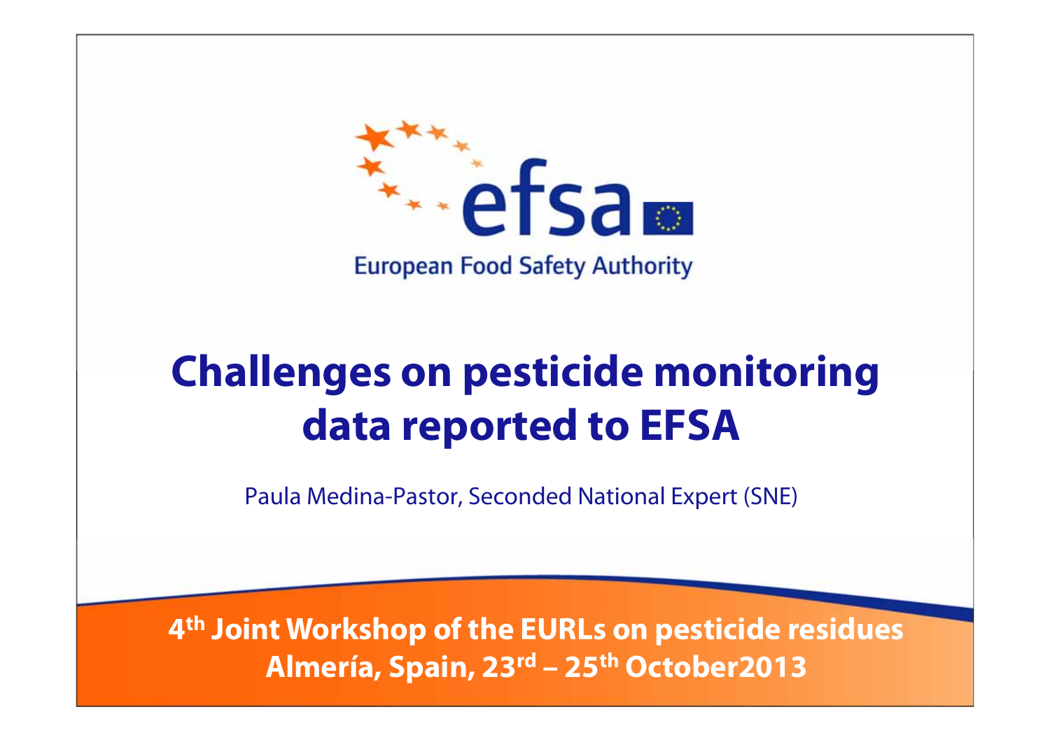European Food Safety Authority

# Challenges on pesticide monitoring data reported to EFSA

Paula Medina-Pastor, Seconded National Expert (SNE)

**4th Joint Workshop of the EURLs on pesticide residues**
**Almería, Spain, 23rd – 25th October2013**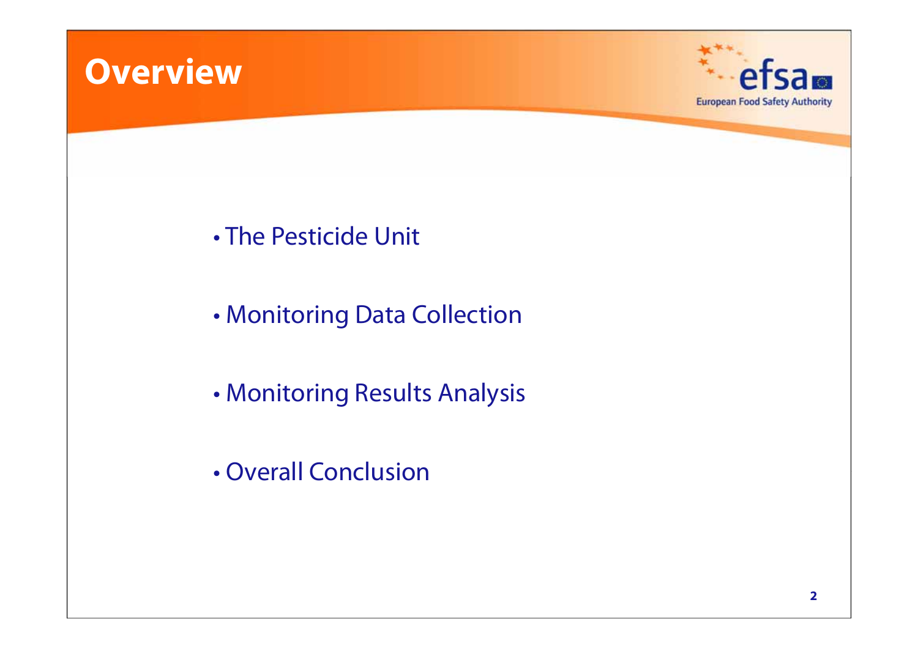# Overview

- The Pesticide Unit
- Monitoring Data Collection
- Monitoring Results Analysis
- Overall Conclusion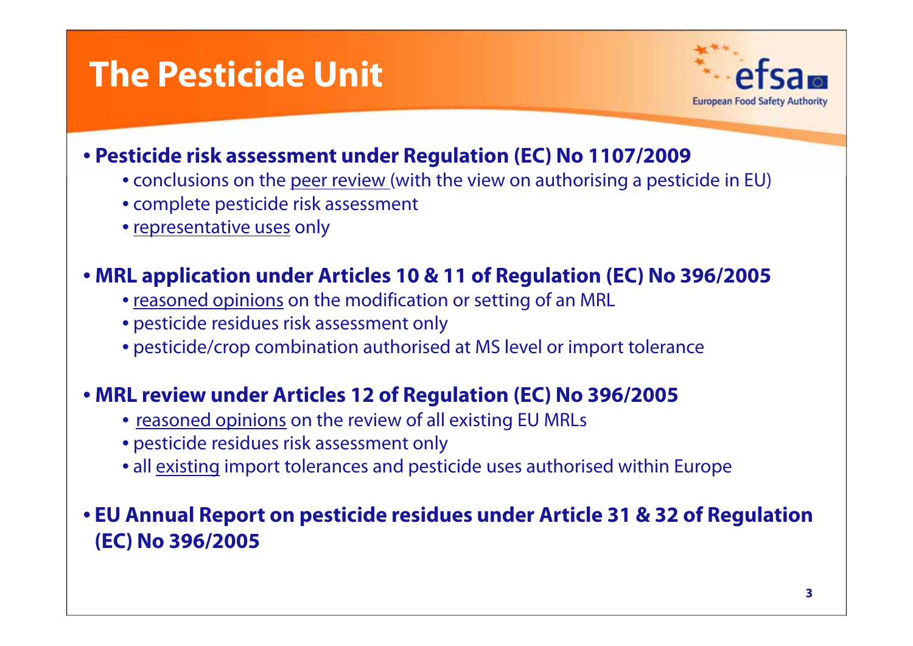# The Pesticide Unit

- **Pesticide risk assessment under Regulation (EC) No 1107/2009**
  - conclusions on the peer review (with the view on authorising a pesticide in EU)
  - complete pesticide risk assessment
  - representative uses only
- **MRL application under Articles 10 & 11 of Regulation (EC) No 396/2005**
  - reasoned opinions on the modification or setting of an MRL
  - pesticide residues risk assessment only
  - pesticide/crop combination authorised at MS level or import tolerance
- **MRL review under Articles 12 of Regulation (EC) No 396/2005**
  - reasoned opinions on the review of all existing EU MRLs
  - pesticide residues risk assessment only
  - all existing import tolerances and pesticide uses authorised within Europe
- **EU Annual Report on pesticide residues under Article 31 & 32 of Regulation (EC) No 396/2005**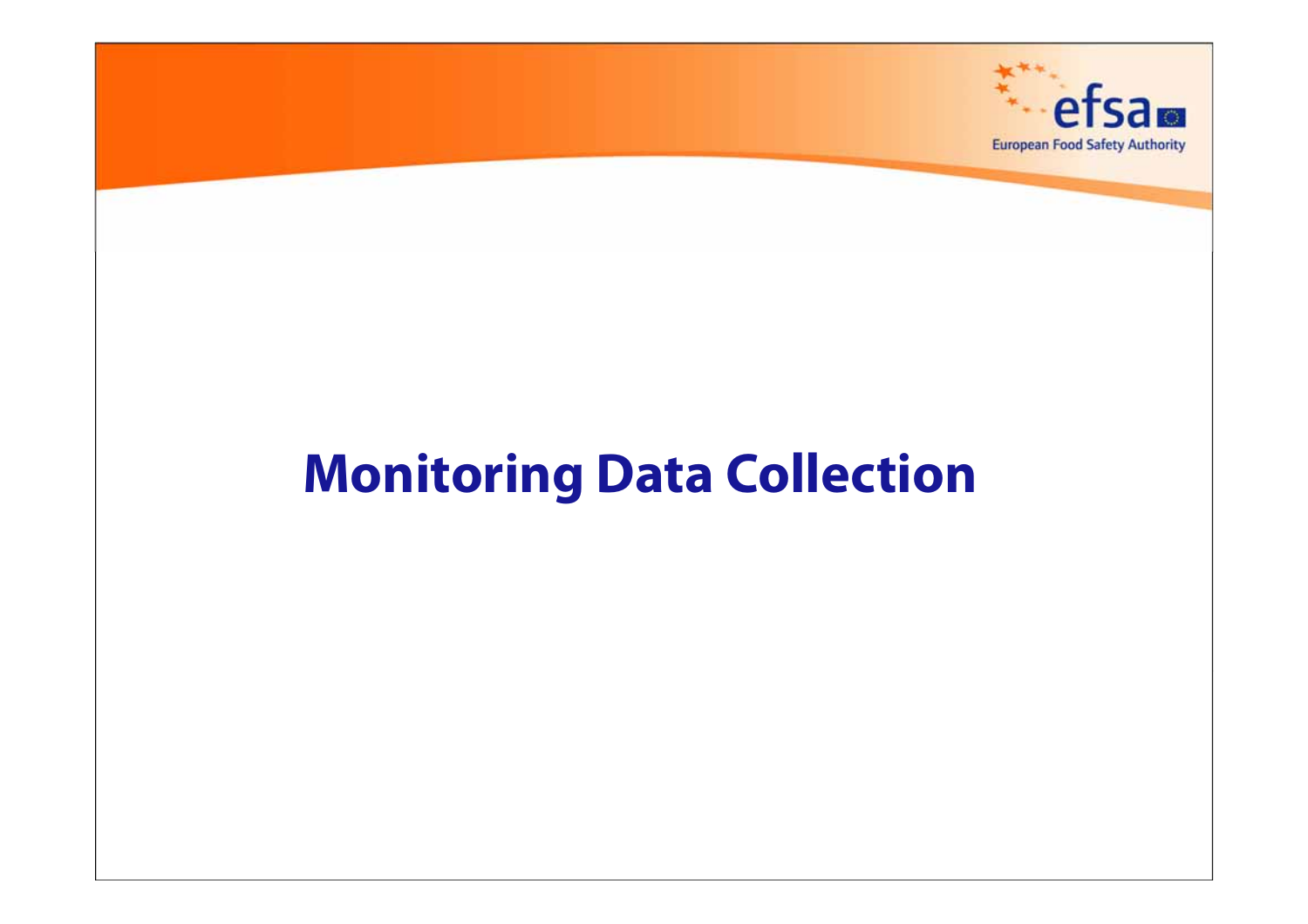# Monitoring Data Collection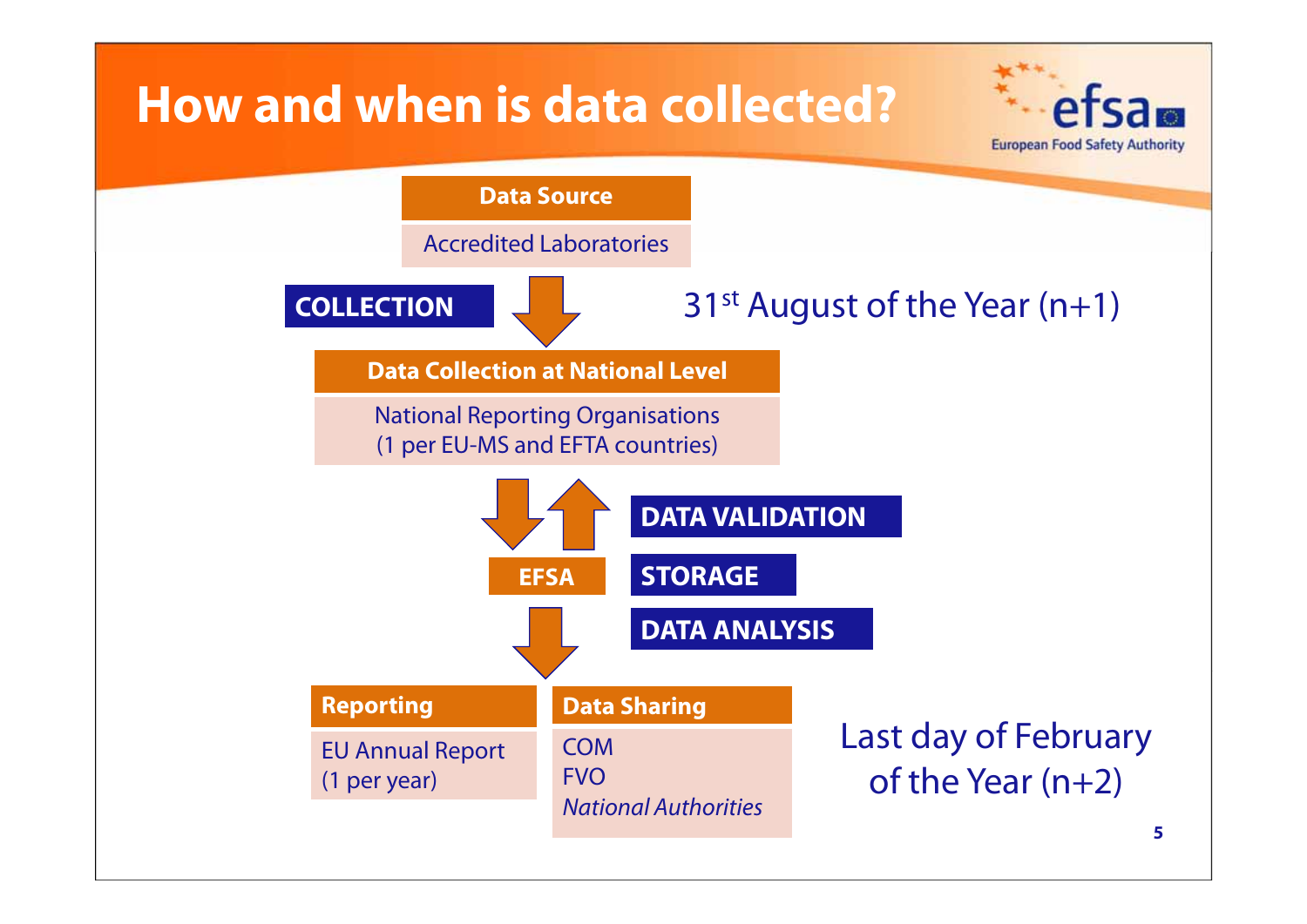# How and when is data collected?

**Data Source**

Accredited Laboratories

**COLLECTION**

31st August of the Year (n+1)

**Data Collection at National Level**

National Reporting Organisations
(1 per EU-MS and EFTA countries)

**EFSA**

**DATA VALIDATION**

**STORAGE**

**DATA ANALYSIS**

**Reporting**

EU Annual Report
(1 per year)

**Data Sharing**

COM
FVO
*National Authorities*

Last day of February of the Year (n+2)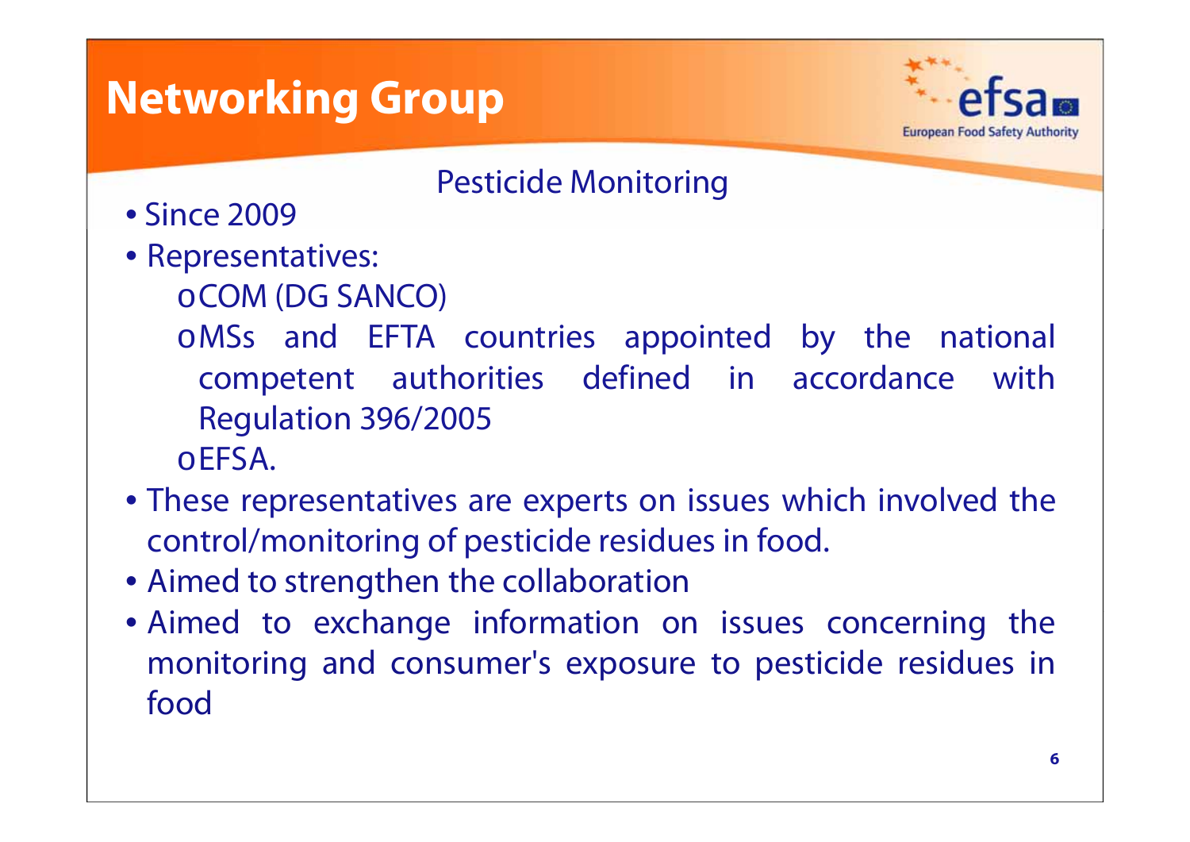# Networking Group

## Pesticide Monitoring

- Since 2009
- Representatives:
  - COM (DG SANCO)
  - MSs and EFTA countries appointed by the national competent authorities defined in accordance with Regulation 396/2005
  - EFSA.
- These representatives are experts on issues which involved the control/monitoring of pesticide residues in food.
- Aimed to strengthen the collaboration
- Aimed to exchange information on issues concerning the monitoring and consumer's exposure to pesticide residues in food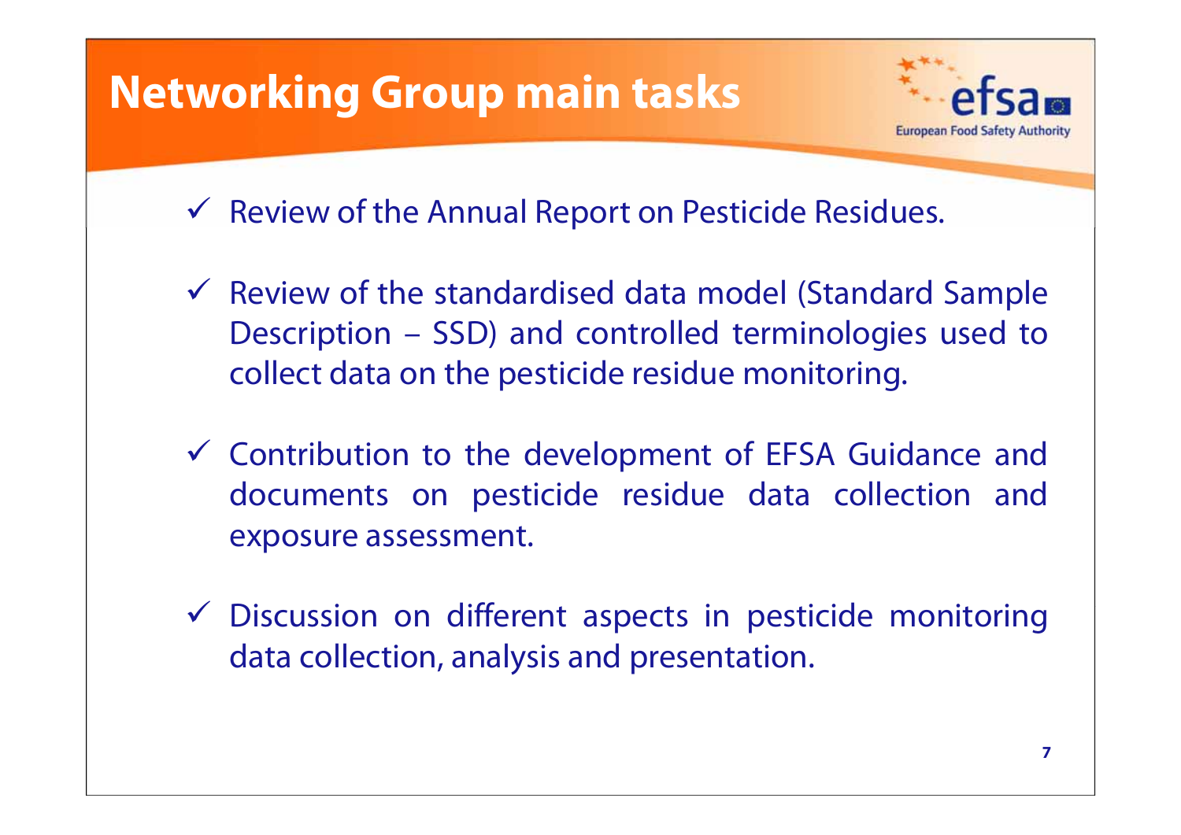# Networking Group main tasks

- ✓ Review of the Annual Report on Pesticide Residues.
- ✓ Review of the standardised data model (Standard Sample Description – SSD) and controlled terminologies used to collect data on the pesticide residue monitoring.
- ✓ Contribution to the development of EFSA Guidance and documents on pesticide residue data collection and exposure assessment.
- ✓ Discussion on different aspects in pesticide monitoring data collection, analysis and presentation.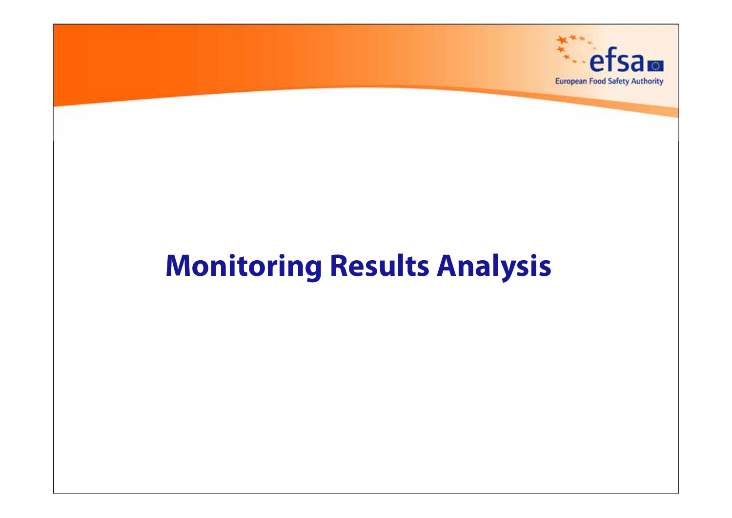# Monitoring Results Analysis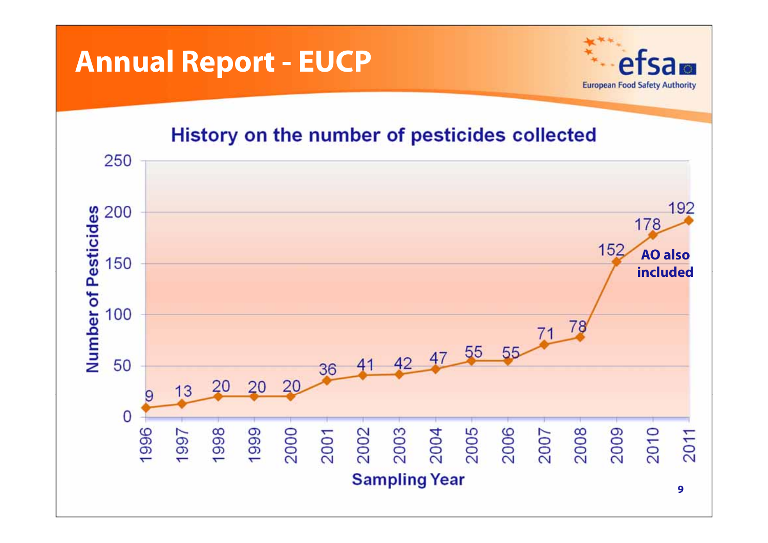# Annual Report - EUCP

## History on the number of pesticides collected

| Sampling Year | Number of Pesticides |
|---|---|
| 1996 | 9 |
| 1997 | 13 |
| 1998 | 20 |
| 1999 | 20 |
| 2000 | 20 |
| 2001 | 36 |
| 2002 | 41 |
| 2003 | 42 |
| 2004 | 47 |
| 2005 | 55 |
| 2006 | 55 |
| 2007 | 71 |
| 2008 | 78 |
| 2009 | 152 |
| 2010 | 178 |
| 2011 | 192 |

**AO also included**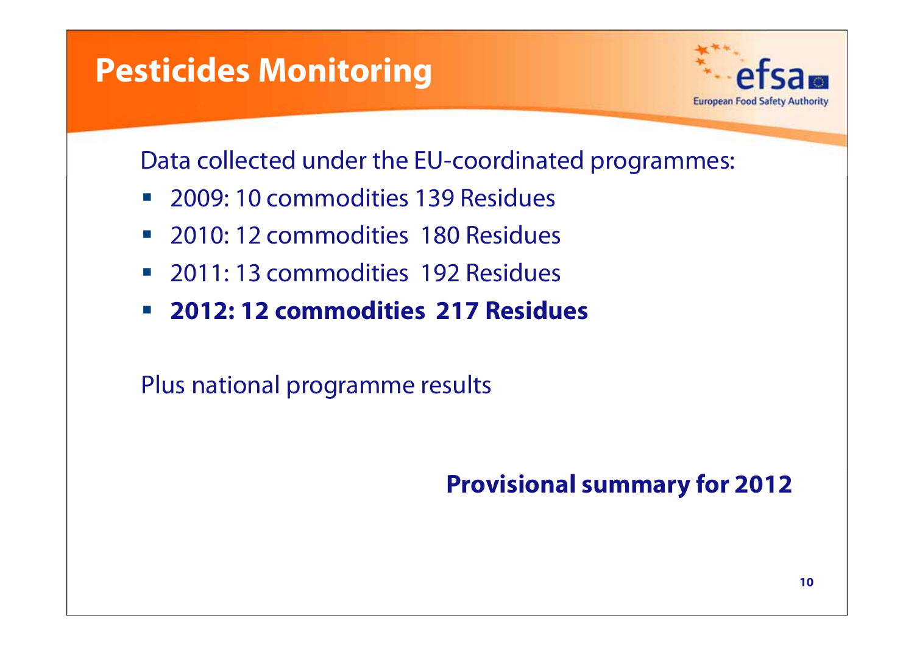# Pesticides Monitoring

Data collected under the EU-coordinated programmes:

- 2009: 10 commodities 139 Residues
- 2010: 12 commodities 180 Residues
- 2011: 13 commodities 192 Residues
- **2012: 12 commodities 217 Residues**

Plus national programme results

**Provisional summary for 2012**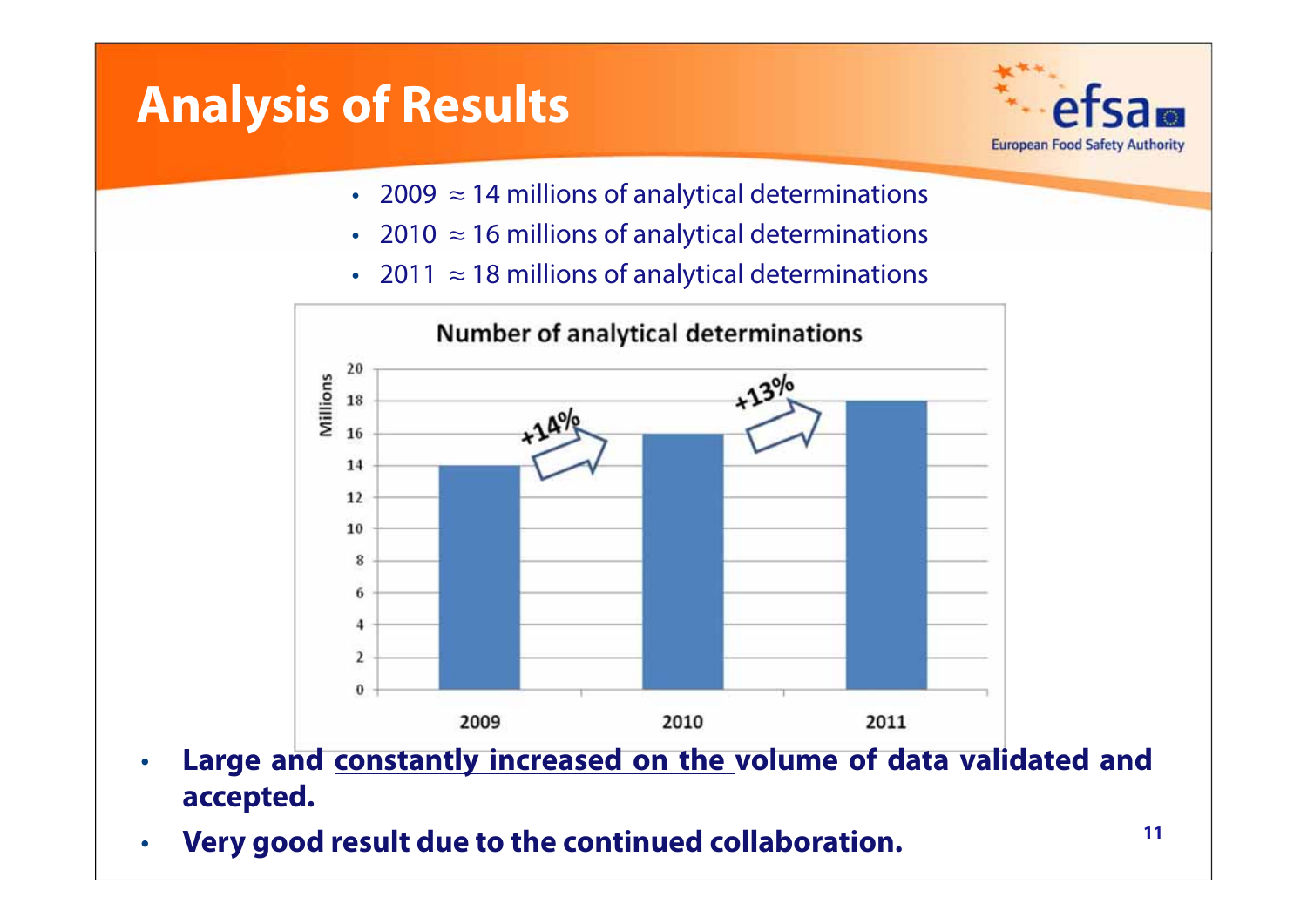# Analysis of Results

- 2009 ≈ 14 millions of analytical determinations
- 2010 ≈ 16 millions of analytical determinations
- 2011 ≈ 18 millions of analytical determinations

**Number of analytical determinations**

| Year | Millions |
| --- | --- |
| 2009 | 14 |
| 2010 | 16 |
| 2011 | 18 |

2009 → 2010: +14%
2010 → 2011: +13%

- **Large and constantly increased on the volume of data validated and accepted.**
- **Very good result due to the continued collaboration.**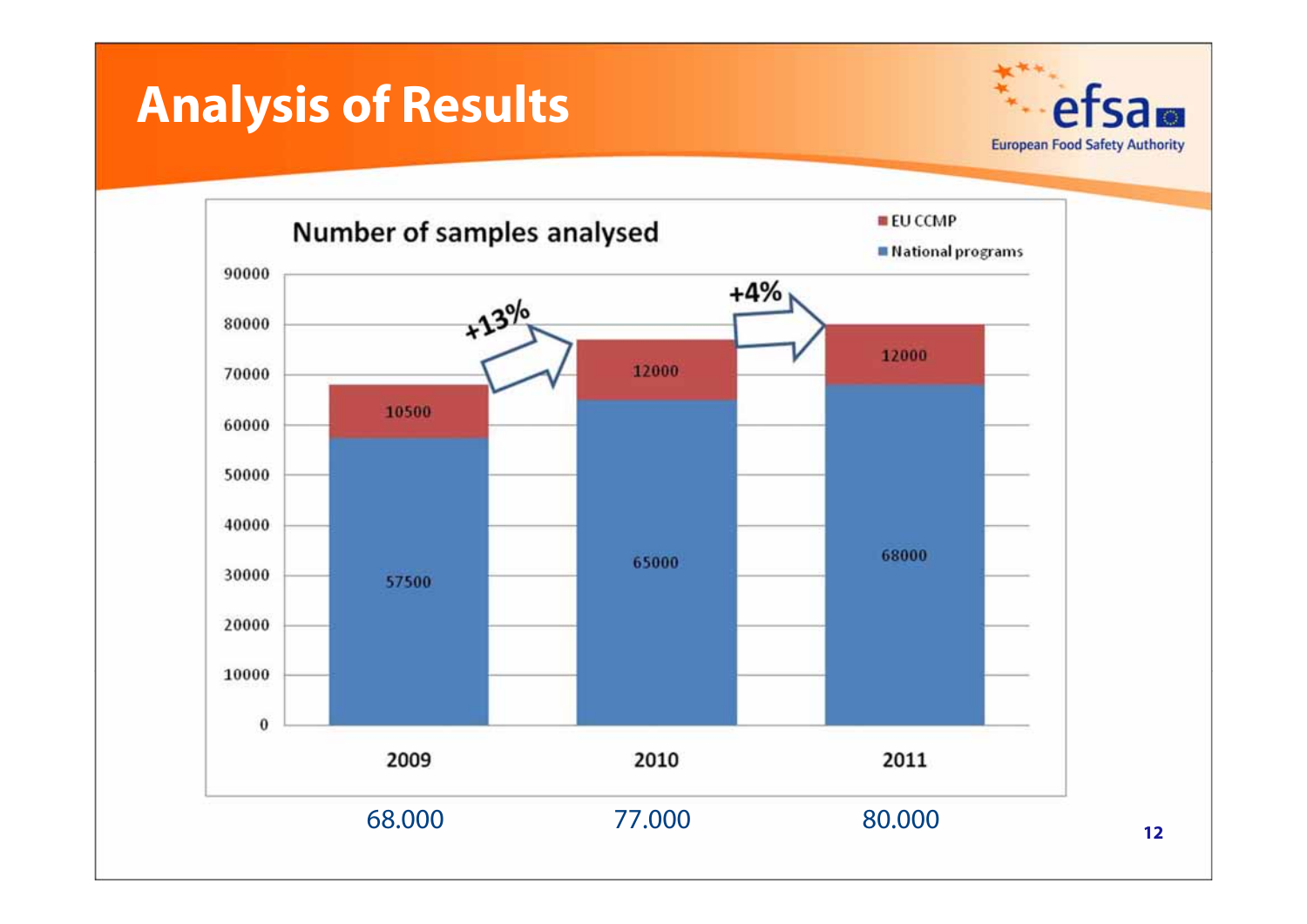# Analysis of Results

**Number of samples analysed**

| | 2009 | 2010 | 2011 |
|---|---|---|---|
| EU CCMP | 10500 | 12000 | 12000 |
| National programs | 57500 | 65000 | 68000 |

+13% (2009 → 2010)

+4% (2010 → 2011)

68.000 77.000 80.000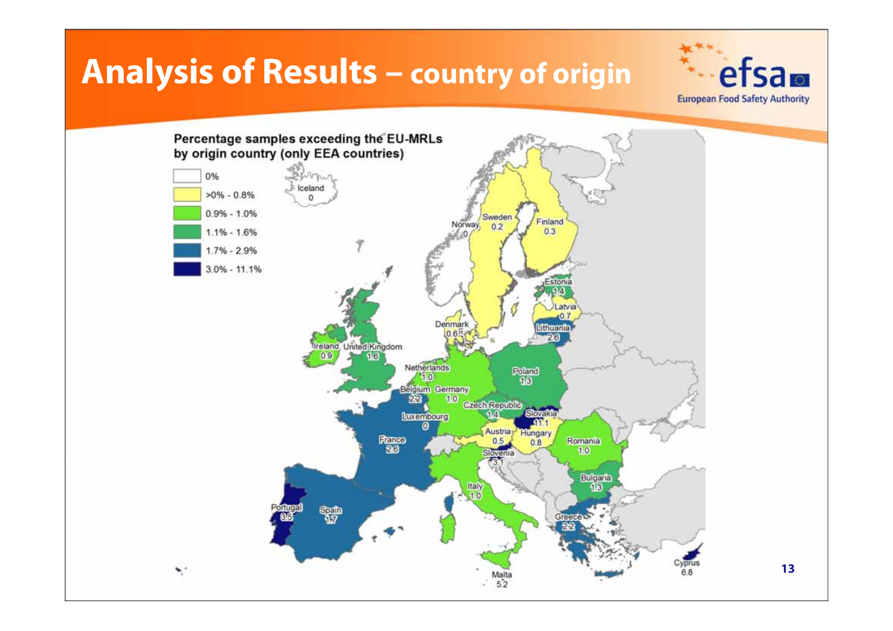# Analysis of Results – country of origin

**Percentage samples exceeding the EU-MRLs by origin country (only EEA countries)**

| Legend |
|---|
| 0% |
| >0% - 0.8% |
| 0.9% - 1.0% |
| 1.1% - 1.6% |
| 1.7% - 2.9% |
| 3.0% - 11.1% |

| Country | % |
|---|---|
| Iceland | 0 |
| Norway | 0 |
| Sweden | 0.2 |
| Finland | 0.3 |
| Estonia | 1.4 |
| Latvia | 0.7 |
| Lithuania | 2.6 |
| Denmark | 0.6 |
| Ireland | 0.9 |
| United Kingdom | 1.6 |
| Netherlands | 1.0 |
| Poland | 1.3 |
| Belgium | 2.2 |
| Germany | 1.0 |
| Czech Republic | 1.4 |
| Slovakia | 11.1 |
| Luxembourg | 0 |
| Austria | 0.5 |
| Hungary | 0.8 |
| Romania | 1.0 |
| France | 2.6 |
| Slovenia | 3.1 |
| Bulgaria | 1.3 |
| Italy | 1.0 |
| Portugal | 3.5 |
| Spain | 1.7 |
| Greece | 2.2 |
| Cyprus | 6.8 |
| Malta | 5.2 |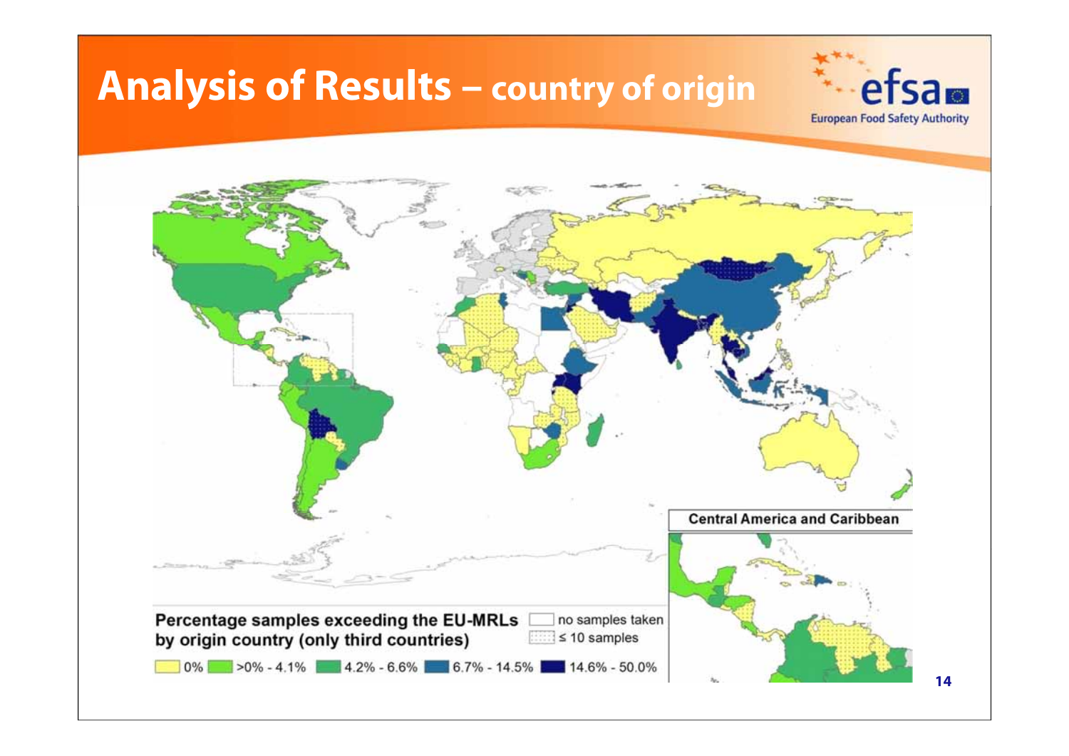# Analysis of Results – country of origin

Percentage samples exceeding the EU-MRLs by origin country (only third countries)

- no samples taken
- ≤ 10 samples

0% | >0% - 4.1% | 4.2% - 6.6% | 6.7% - 14.5% | 14.6% - 50.0%

Central America and Caribbean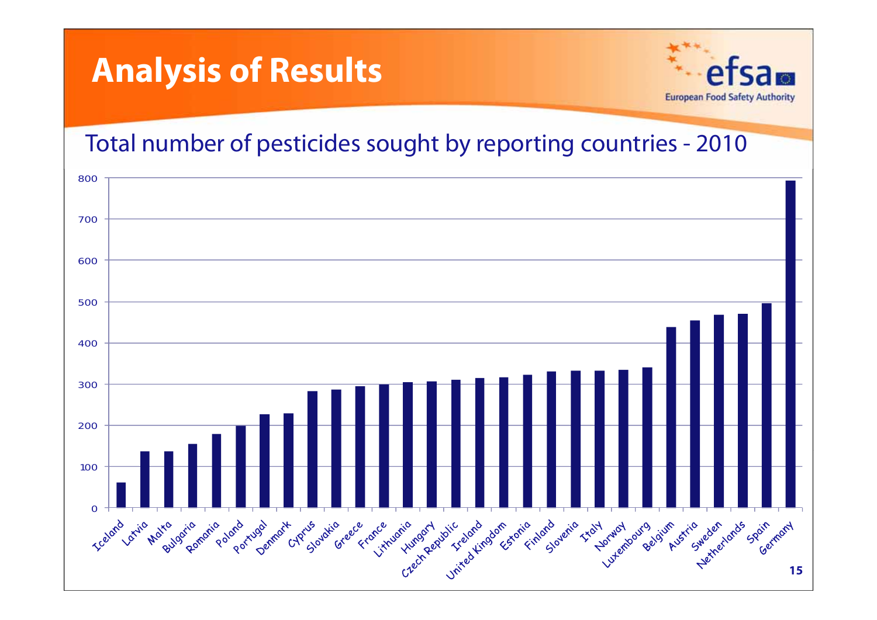# Analysis of Results

Total number of pesticides sought by reporting countries - 2010

| Country | Number of pesticides sought |
|---|---|
| Iceland | ~60 |
| Latvia | ~136 |
| Malta | ~136 |
| Bulgaria | ~154 |
| Romania | ~178 |
| Poland | ~198 |
| Portugal | ~226 |
| Denmark | ~228 |
| Cyprus | ~282 |
| Slovakia | ~286 |
| Greece | ~294 |
| France | ~298 |
| Lithuania | ~304 |
| Hungary | ~306 |
| Czech Republic | ~310 |
| Ireland | ~314 |
| United Kingdom | ~316 |
| Estonia | ~322 |
| Finland | ~330 |
| Slovenia | ~332 |
| Italy | ~332 |
| Norway | ~334 |
| Luxembourg | ~340 |
| Belgium | ~438 |
| Austria | ~454 |
| Sweden | ~468 |
| Netherlands | ~470 |
| Spain | ~496 |
| Germany | ~792 |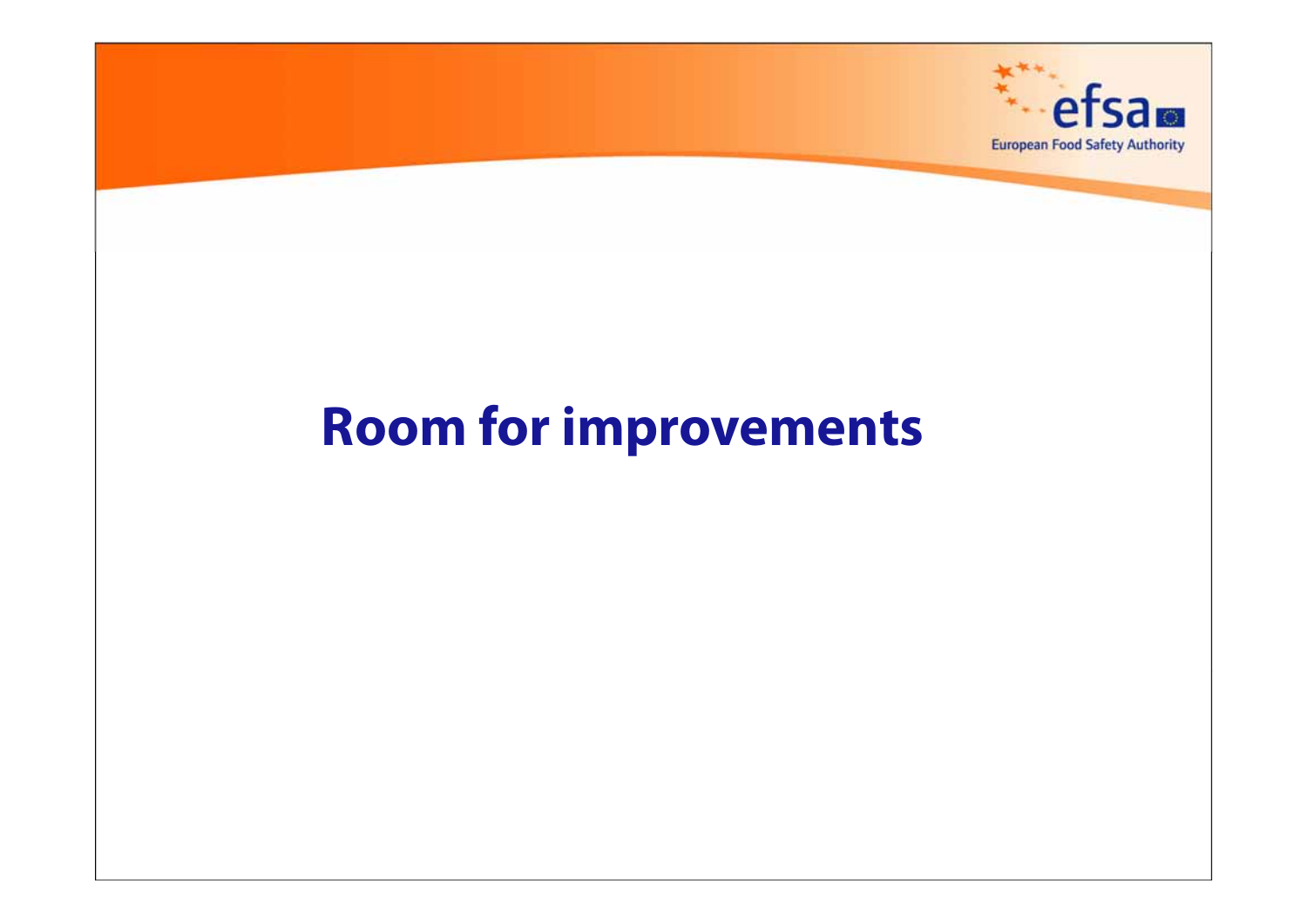# Room for improvements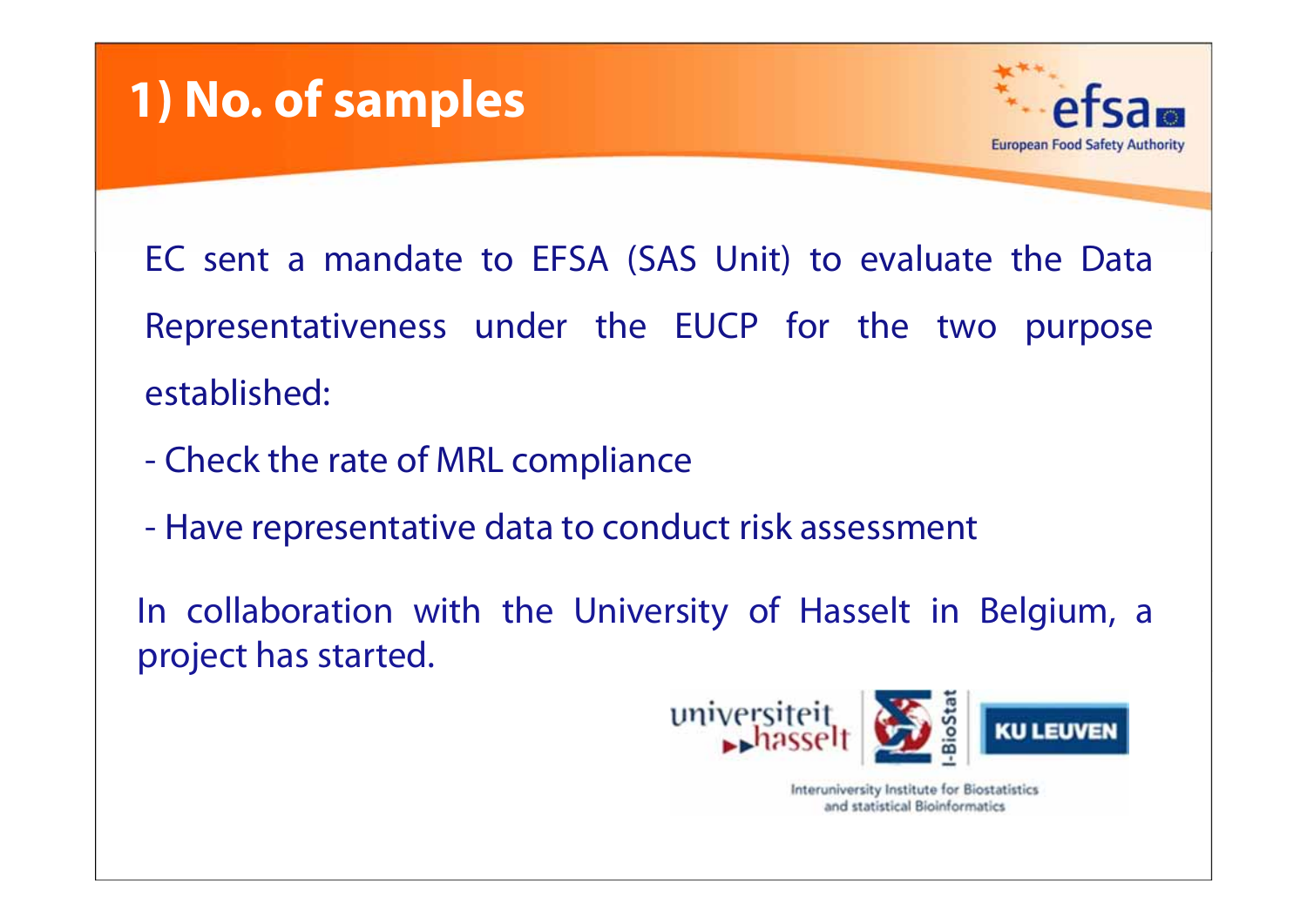# 1) No. of samples

EC sent a mandate to EFSA (SAS Unit) to evaluate the Data Representativeness under the EUCP for the two purpose established:

- Check the rate of MRL compliance
- Have representative data to conduct risk assessment

In collaboration with the University of Hasselt in Belgium, a project has started.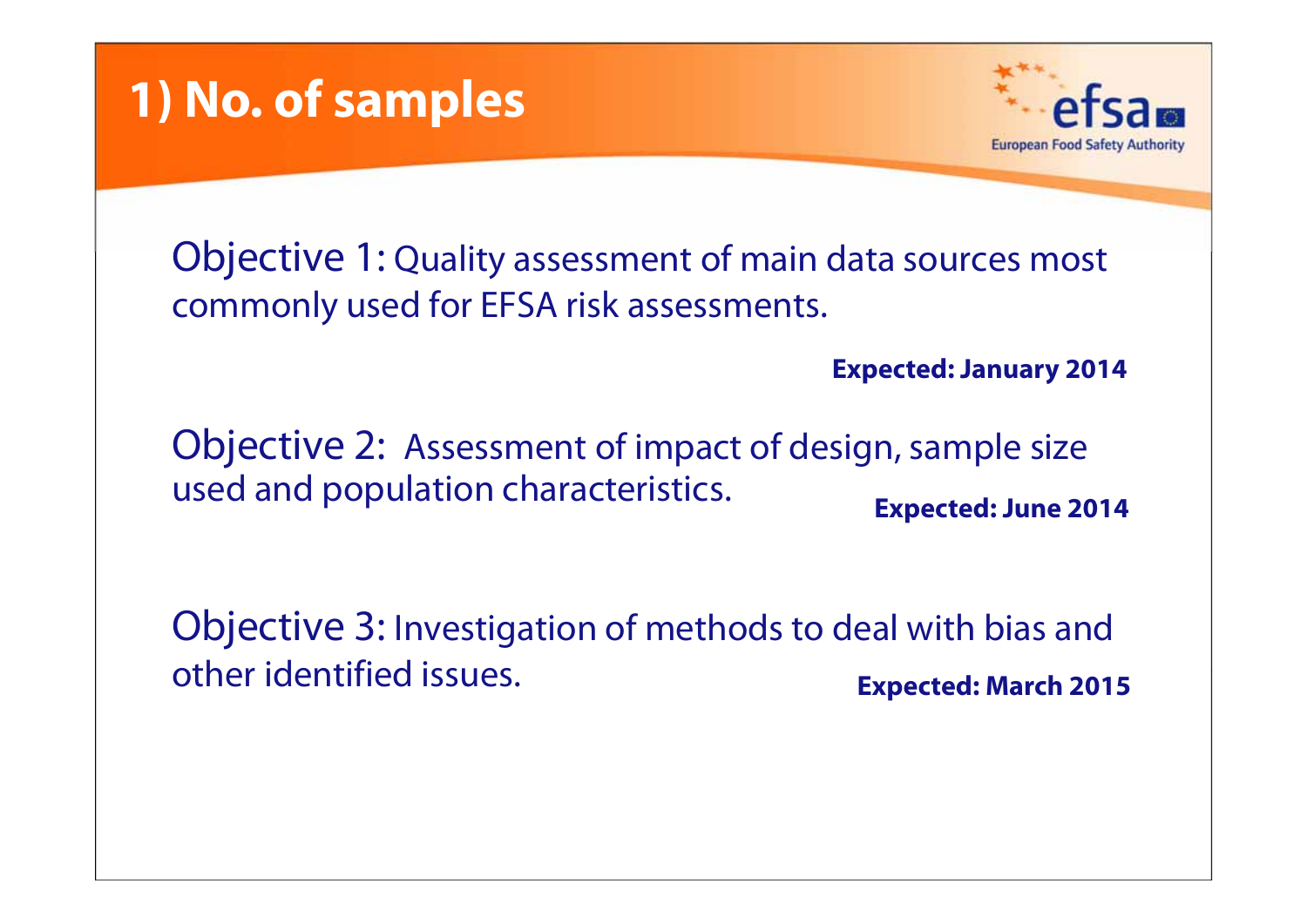# 1) No. of samples

Objective 1: Quality assessment of main data sources most commonly used for EFSA risk assessments.

**Expected: January 2014**

Objective 2: Assessment of impact of design, sample size used and population characteristics.

**Expected: June 2014**

Objective 3: Investigation of methods to deal with bias and other identified issues.

**Expected: March 2015**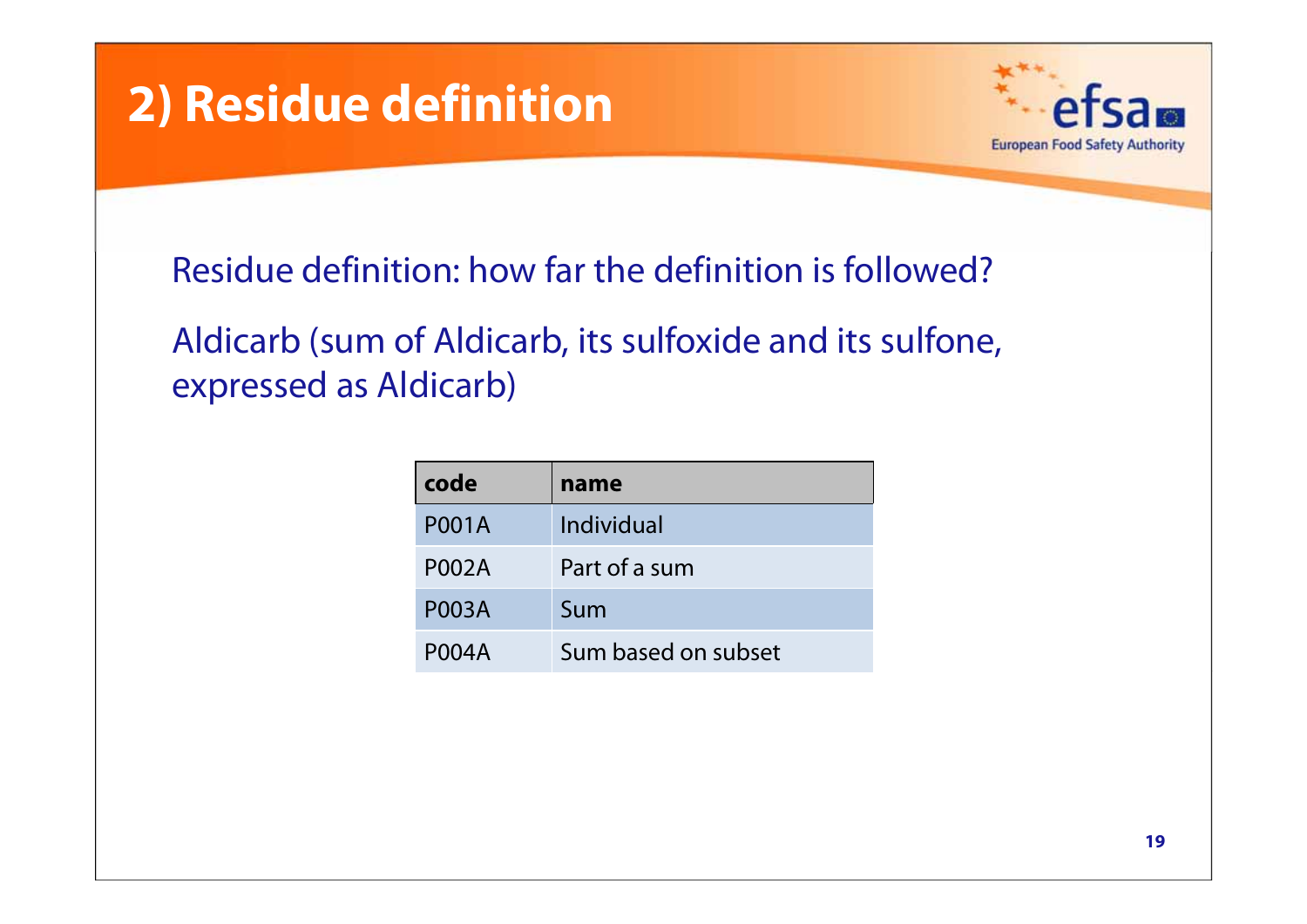# 2) Residue definition

Residue definition: how far the definition is followed?

Aldicarb (sum of Aldicarb, its sulfoxide and its sulfone, expressed as Aldicarb)

| code | name |
|---|---|
| P001A | Individual |
| P002A | Part of a sum |
| P003A | Sum |
| P004A | Sum based on subset |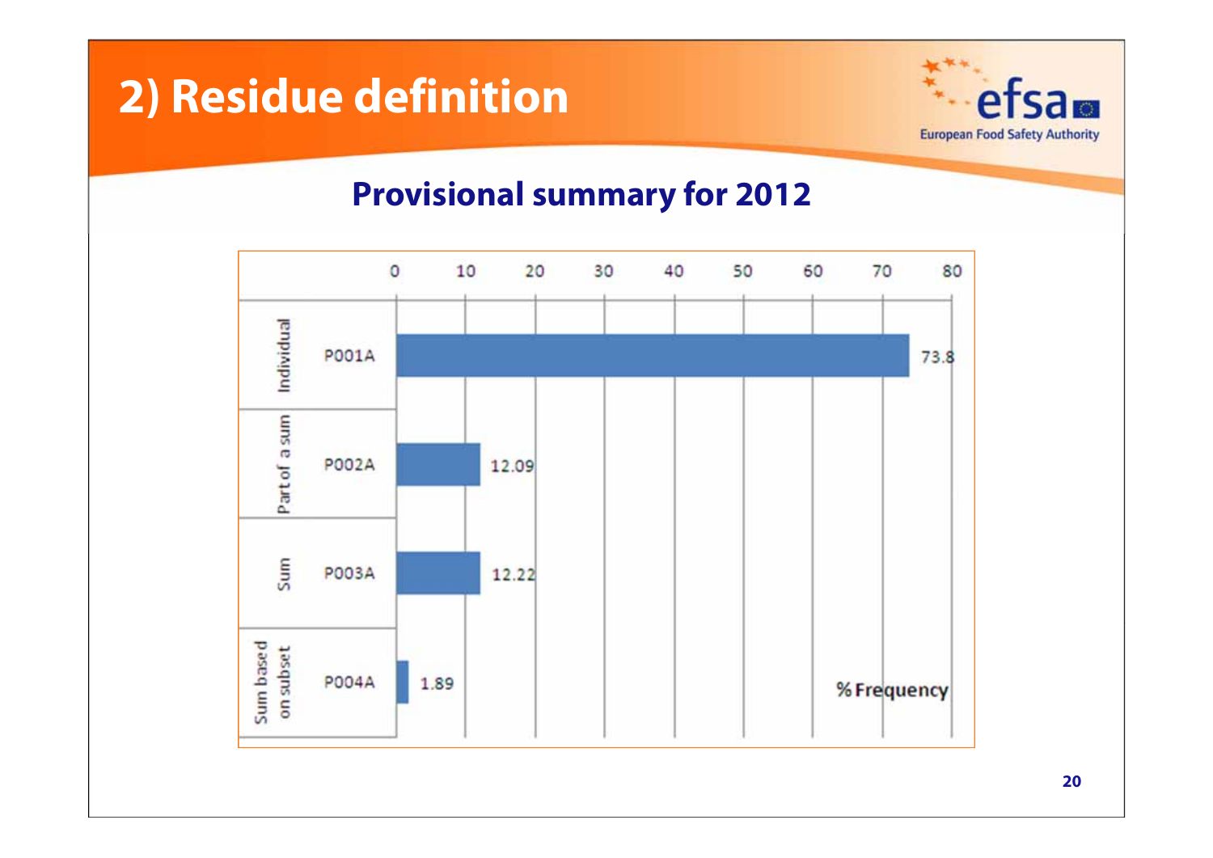# 2) Residue definition

## Provisional summary for 2012

| Category | Code | % Frequency |
| --- | --- | --- |
| Individual | P001A | 73.8 |
| Part of a sum | P002A | 12.09 |
| Sum | P003A | 12.22 |
| Sum based on subset | P004A | 1.89 |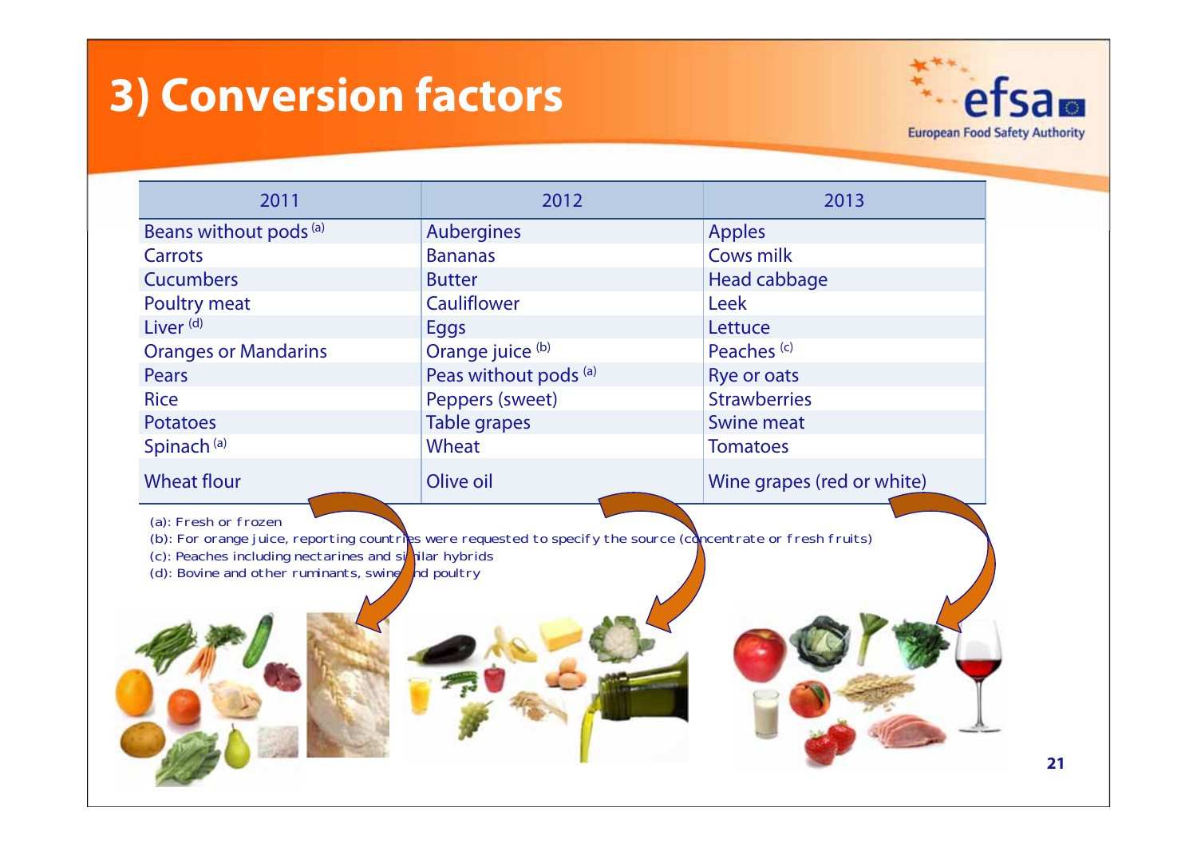# 3) Conversion factors

| 2011 | 2012 | 2013 |
|---|---|---|
| Beans without pods [a] | Aubergines | Apples |
| Carrots | Bananas | Cows milk |
| Cucumbers | Butter | Head cabbage |
| Poultry meat | Cauliflower | Leek |
| Liver [d] | Eggs | Lettuce |
| Oranges or Mandarins | Orange juice [b] | Peaches [c] |
| Pears | Peas without pods [a] | Rye or oats |
| Rice | Peppers (sweet) | Strawberries |
| Potatoes | Table grapes | Swine meat |
| Spinach [a] | Wheat | Tomatoes |
| Wheat flour | Olive oil | Wine grapes (red or white) |

(a): Fresh or frozen
(b): For orange juice, reporting countries were requested to specify the source (concentrate or fresh fruits)
(c): Peaches including nectarines and similar hybrids
(d): Bovine and other ruminants, swine and poultry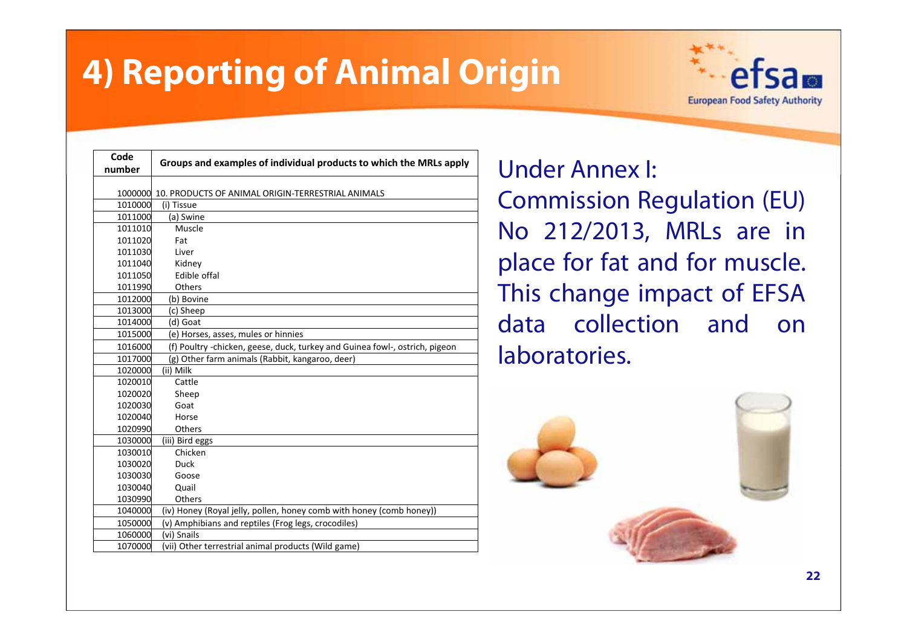# 4) Reporting of Animal Origin

| Code number | Groups and examples of individual products to which the MRLs apply |
|---|---|
| 1000000 | 10. PRODUCTS OF ANIMAL ORIGIN-TERRESTRIAL ANIMALS |
| 1010000 | (i) Tissue |
| 1011000 | (a) Swine |
| 1011010 | Muscle |
| 1011020 | Fat |
| 1011030 | Liver |
| 1011040 | Kidney |
| 1011050 | Edible offal |
| 1011990 | Others |
| 1012000 | (b) Bovine |
| 1013000 | (c) Sheep |
| 1014000 | (d) Goat |
| 1015000 | (e) Horses, asses, mules or hinnies |
| 1016000 | (f) Poultry -chicken, geese, duck, turkey and Guinea fowl-, ostrich, pigeon |
| 1017000 | (g) Other farm animals (Rabbit, kangaroo, deer) |
| 1020000 | (ii) Milk |
| 1020010 | Cattle |
| 1020020 | Sheep |
| 1020030 | Goat |
| 1020040 | Horse |
| 1020990 | Others |
| 1030000 | (iii) Bird eggs |
| 1030010 | Chicken |
| 1030020 | Duck |
| 1030030 | Goose |
| 1030040 | Quail |
| 1030990 | Others |
| 1040000 | (iv) Honey (Royal jelly, pollen, honey comb with honey (comb honey)) |
| 1050000 | (v) Amphibians and reptiles (Frog legs, crocodiles) |
| 1060000 | (vi) Snails |
| 1070000 | (vii) Other terrestrial animal products (Wild game) |

Under Annex I:
Commission Regulation (EU) No 212/2013, MRLs are in place for fat and for muscle. This change impact of EFSA data collection and on laboratories.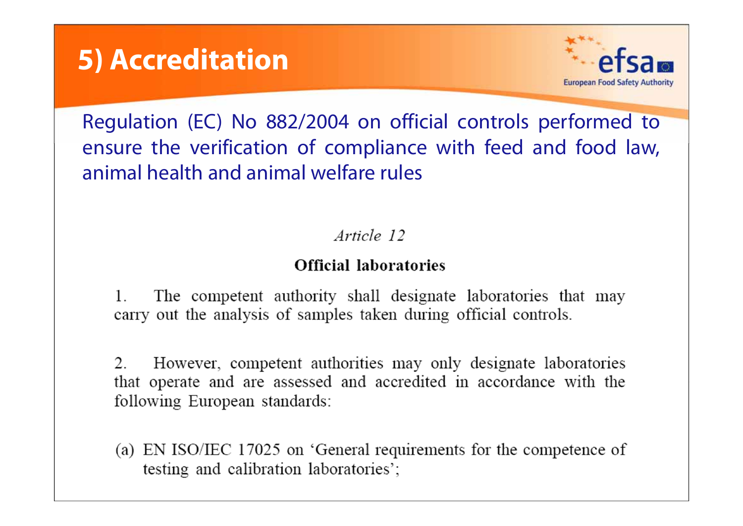# 5) Accreditation

Regulation (EC) No 882/2004 on official controls performed to ensure the verification of compliance with feed and food law, animal health and animal welfare rules

*Article 12*

**Official laboratories**

1. The competent authority shall designate laboratories that may carry out the analysis of samples taken during official controls.

2. However, competent authorities may only designate laboratories that operate and are assessed and accredited in accordance with the following European standards:

(a) EN ISO/IEC 17025 on 'General requirements for the competence of testing and calibration laboratories';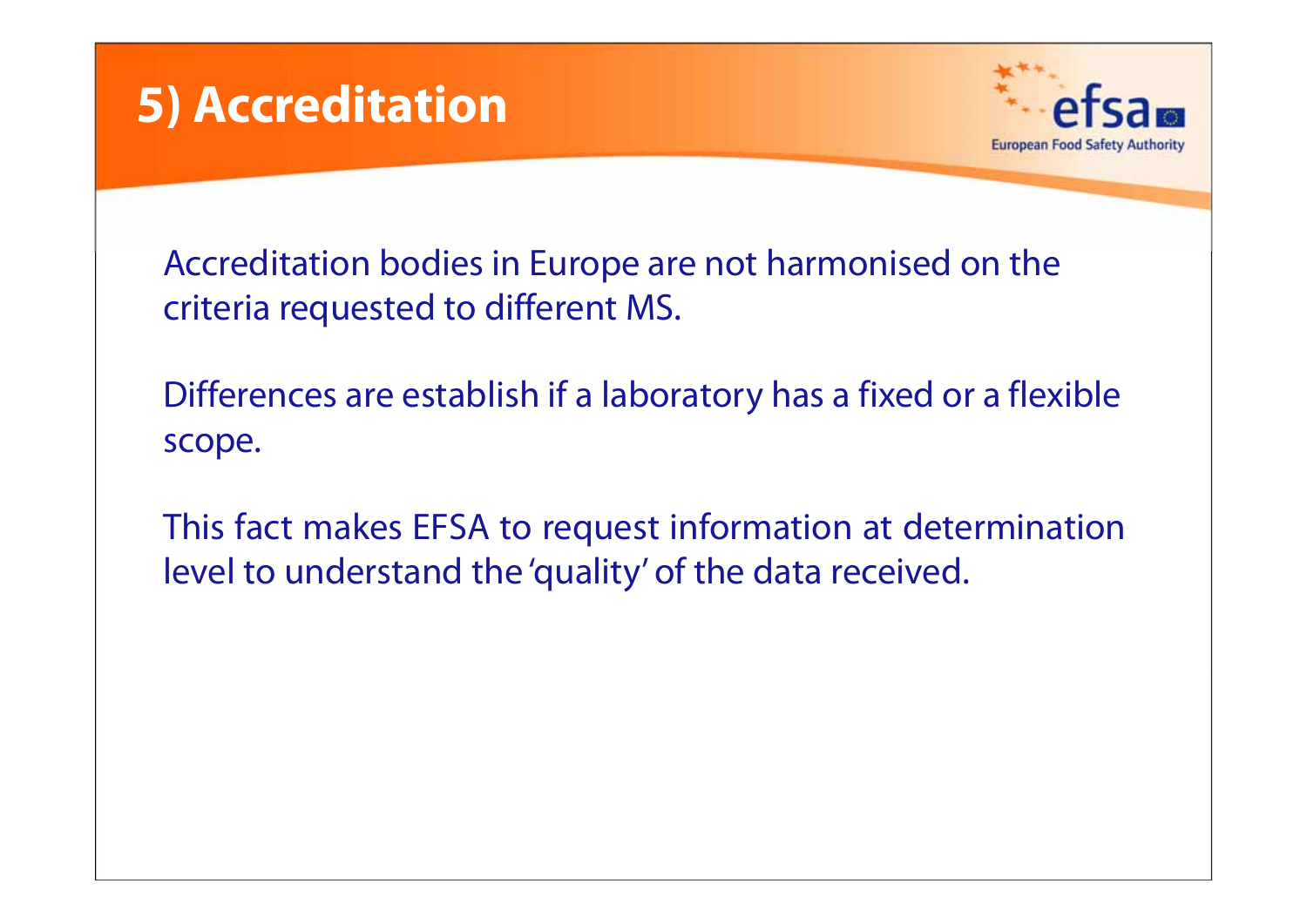# 5) Accreditation

Accreditation bodies in Europe are not harmonised on the criteria requested to different MS.

Differences are establish if a laboratory has a fixed or a flexible scope.

This fact makes EFSA to request information at determination level to understand the 'quality' of the data received.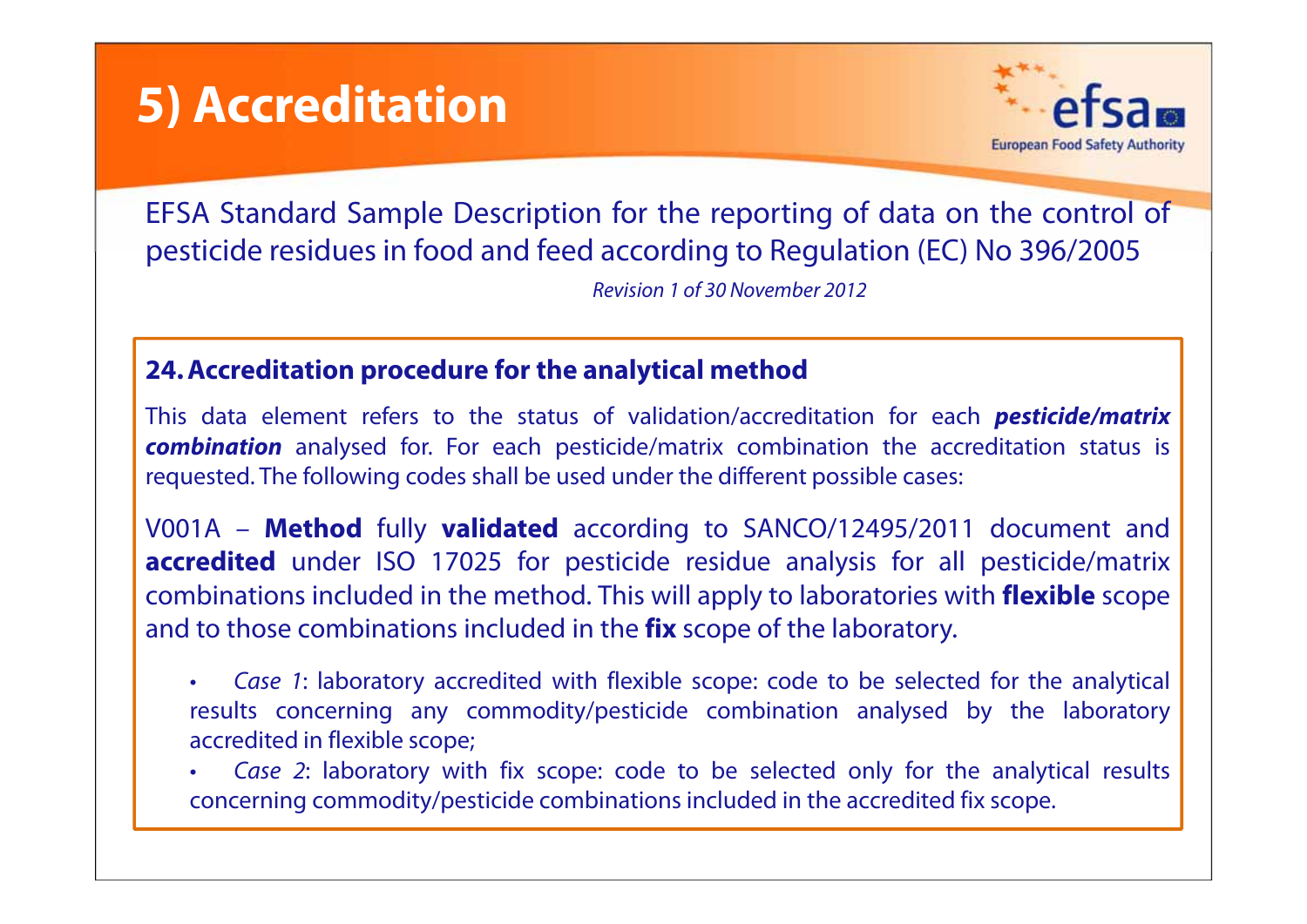# 5) Accreditation

EFSA Standard Sample Description for the reporting of data on the control of pesticide residues in food and feed according to Regulation (EC) No 396/2005

*Revision 1 of 30 November 2012*

**24. Accreditation procedure for the analytical method**

This data element refers to the status of validation/accreditation for each ***pesticide/matrix combination*** analysed for. For each pesticide/matrix combination the accreditation status is requested. The following codes shall be used under the different possible cases:

V001A – **Method** fully **validated** according to SANCO/12495/2011 document and **accredited** under ISO 17025 for pesticide residue analysis for all pesticide/matrix combinations included in the method. This will apply to laboratories with **flexible** scope and to those combinations included in the **fix** scope of the laboratory.

- *Case 1*: laboratory accredited with flexible scope: code to be selected for the analytical results concerning any commodity/pesticide combination analysed by the laboratory accredited in flexible scope;
- *Case 2*: laboratory with fix scope: code to be selected only for the analytical results concerning commodity/pesticide combinations included in the accredited fix scope.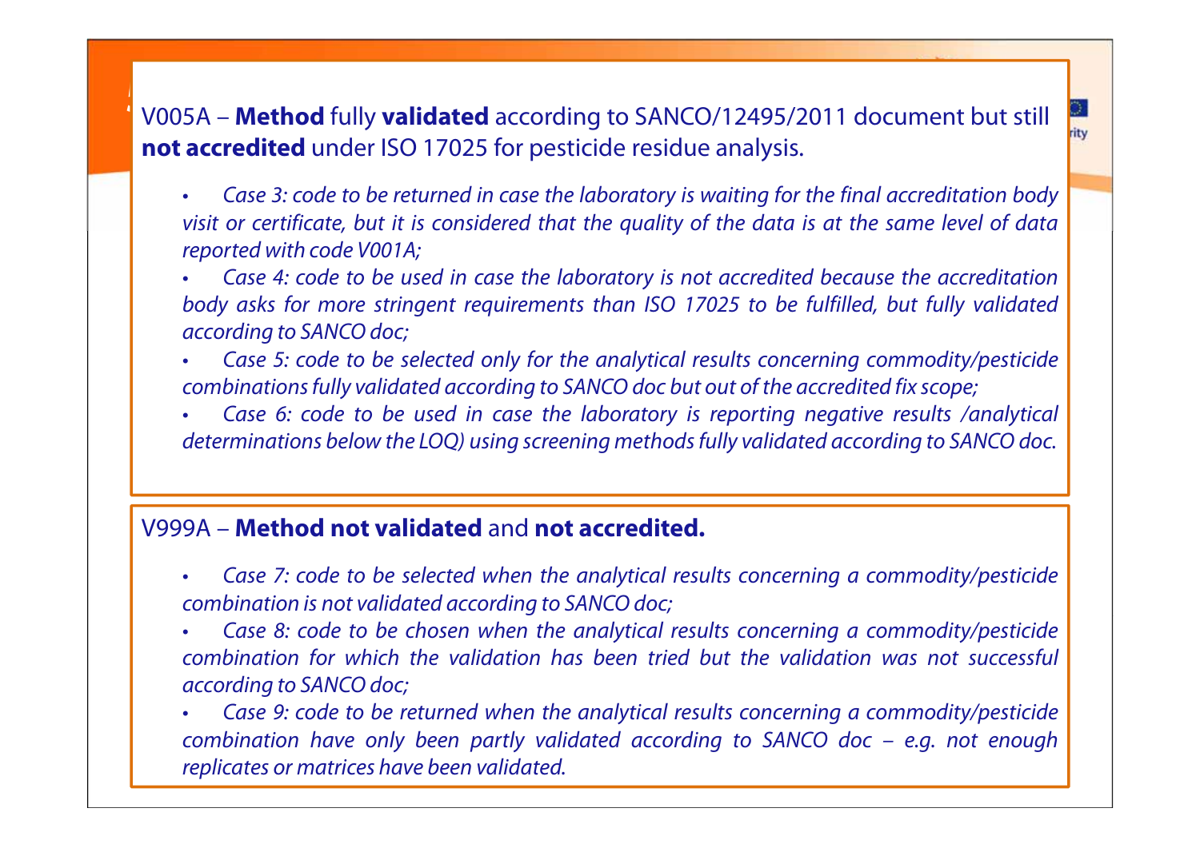V005A – **Method** fully **validated** according to SANCO/12495/2011 document but still **not accredited** under ISO 17025 for pesticide residue analysis.

- *Case 3: code to be returned in case the laboratory is waiting for the final accreditation body visit or certificate, but it is considered that the quality of the data is at the same level of data reported with code V001A;*
- *Case 4: code to be used in case the laboratory is not accredited because the accreditation body asks for more stringent requirements than ISO 17025 to be fulfilled, but fully validated according to SANCO doc;*
- *Case 5: code to be selected only for the analytical results concerning commodity/pesticide combinations fully validated according to SANCO doc but out of the accredited fix scope;*
- *Case 6: code to be used in case the laboratory is reporting negative results /analytical determinations below the LOQ) using screening methods fully validated according to SANCO doc.*

V999A – **Method not validated** and **not accredited.**

- *Case 7: code to be selected when the analytical results concerning a commodity/pesticide combination is not validated according to SANCO doc;*
- *Case 8: code to be chosen when the analytical results concerning a commodity/pesticide combination for which the validation has been tried but the validation was not successful according to SANCO doc;*
- *Case 9: code to be returned when the analytical results concerning a commodity/pesticide combination have only been partly validated according to SANCO doc – e.g. not enough replicates or matrices have been validated.*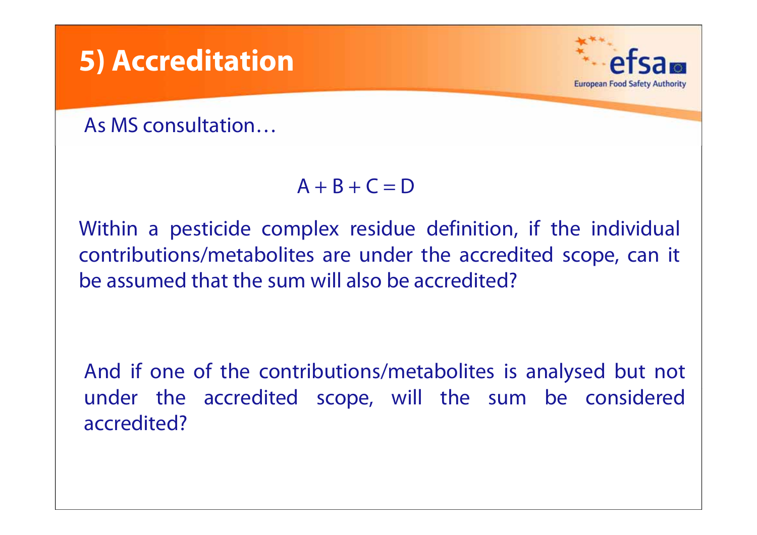# 5) Accreditation

As MS consultation…

$$A + B + C = D$$

Within a pesticide complex residue definition, if the individual contributions/metabolites are under the accredited scope, can it be assumed that the sum will also be accredited?

And if one of the contributions/metabolites is analysed but not under the accredited scope, will the sum be considered accredited?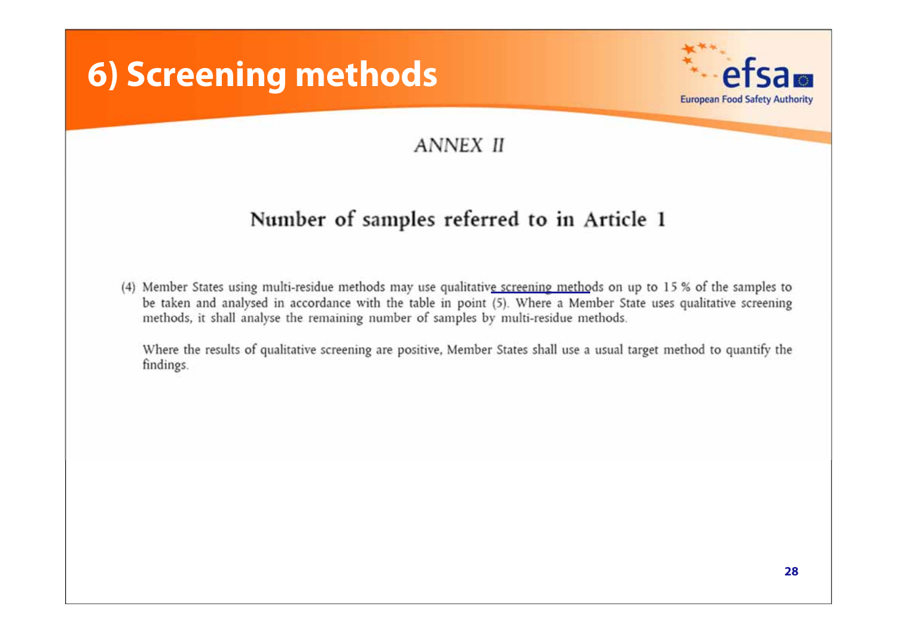# 6) Screening methods

## ANNEX II

### Number of samples referred to in Article 1

(4) Member States using multi-residue methods may use qualitative screening methods on up to 15 % of the samples to be taken and analysed in accordance with the table in point (5). Where a Member State uses qualitative screening methods, it shall analyse the remaining number of samples by multi-residue methods.

Where the results of qualitative screening are positive, Member States shall use a usual target method to quantify the findings.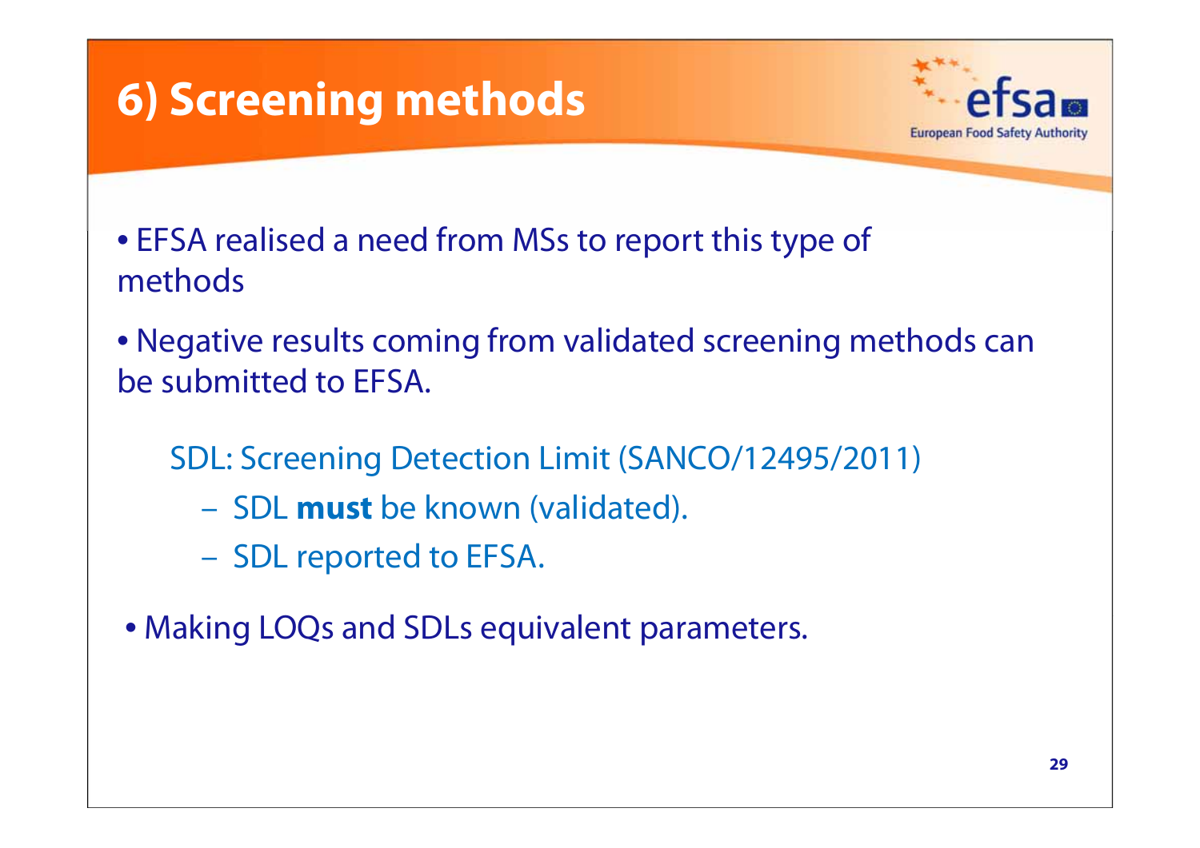# 6) Screening methods

- EFSA realised a need from MSs to report this type of methods
- Negative results coming from validated screening methods can be submitted to EFSA.

  SDL: Screening Detection Limit (SANCO/12495/2011)

  - SDL **must** be known (validated).
  - SDL reported to EFSA.

- Making LOQs and SDLs equivalent parameters.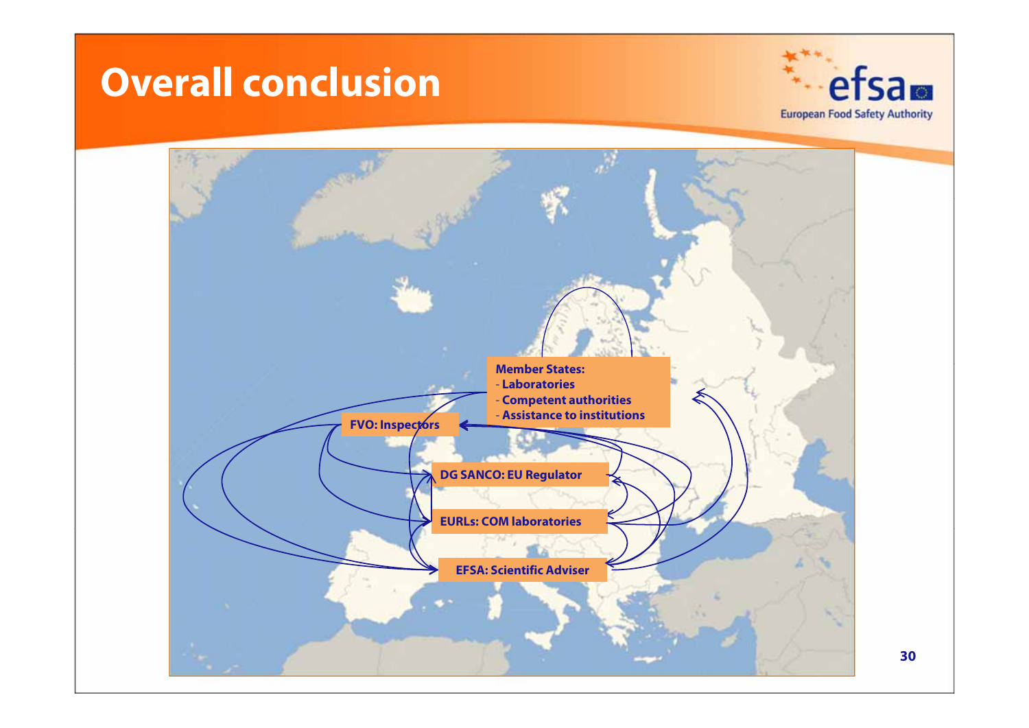# Overall conclusion

**Member States:**
- **Laboratories**
- **Competent authorities**
- **Assistance to institutions**

**FVO: Inspectors**

**DG SANCO: EU Regulator**

**EURLs: COM laboratories**

**EFSA: Scientific Adviser**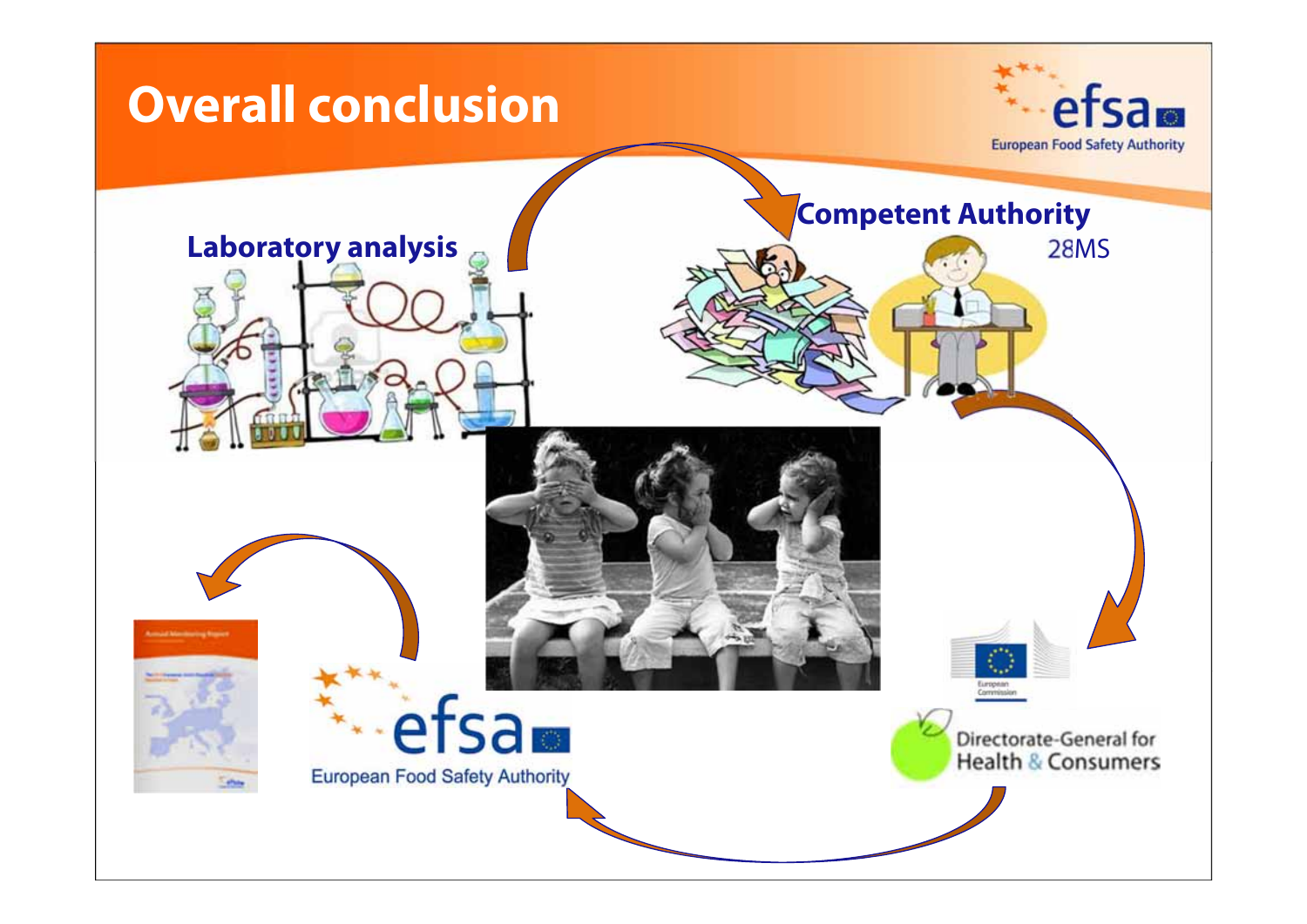# Overall conclusion

Laboratory analysis

Competent Authority

28MS

European Food Safety Authority

Directorate-General for Health & Consumers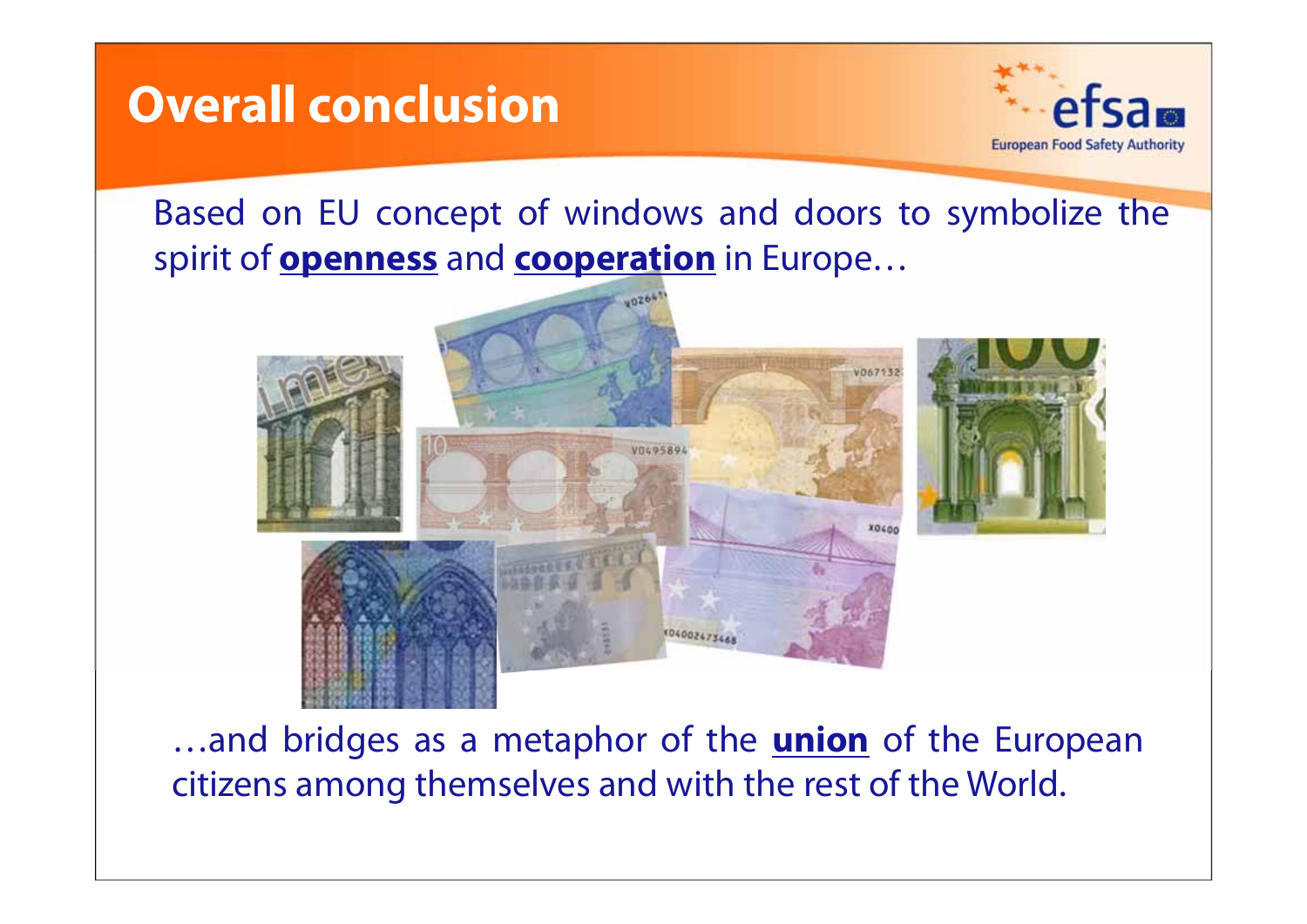# Overall conclusion

Based on EU concept of windows and doors to symbolize the spirit of **openness** and **cooperation** in Europe…

…and bridges as a metaphor of the **union** of the European citizens among themselves and with the rest of the World.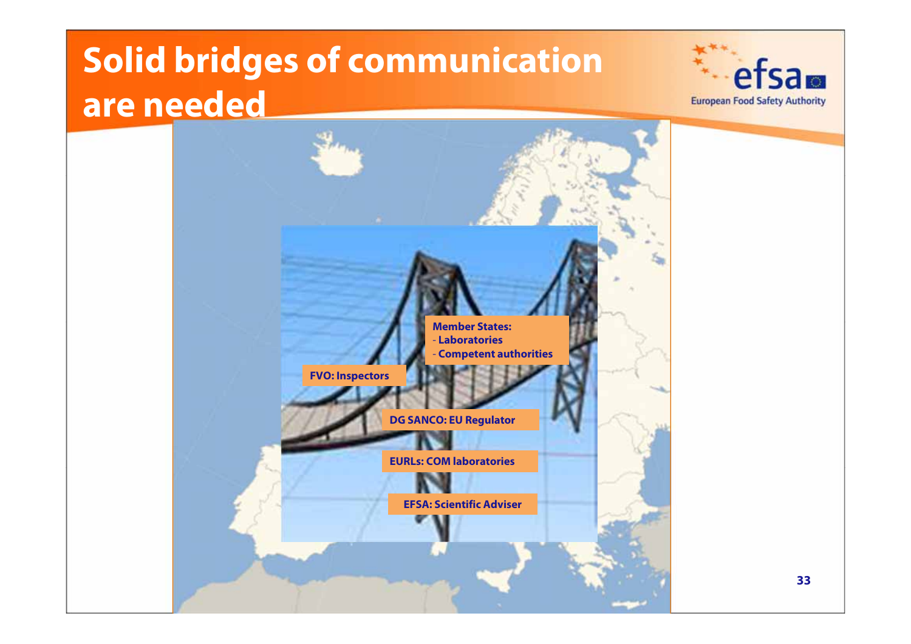# Solid bridges of communication are needed

**Member States:**
- **Laboratories**
- **Competent authorities**

**FVO: Inspectors**

**DG SANCO: EU Regulator**

**EURLs: COM laboratories**

**EFSA: Scientific Adviser**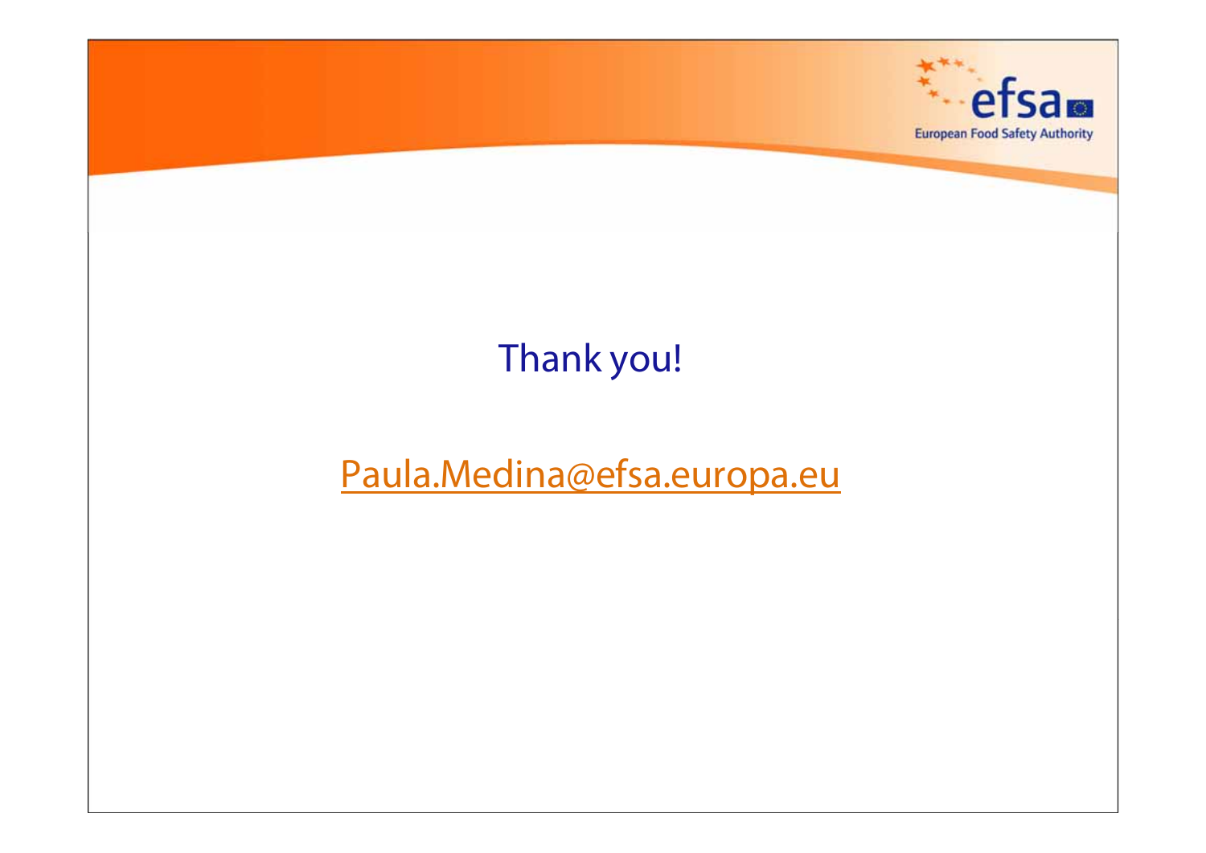Thank you!

Paula.Medina@efsa.europa.eu